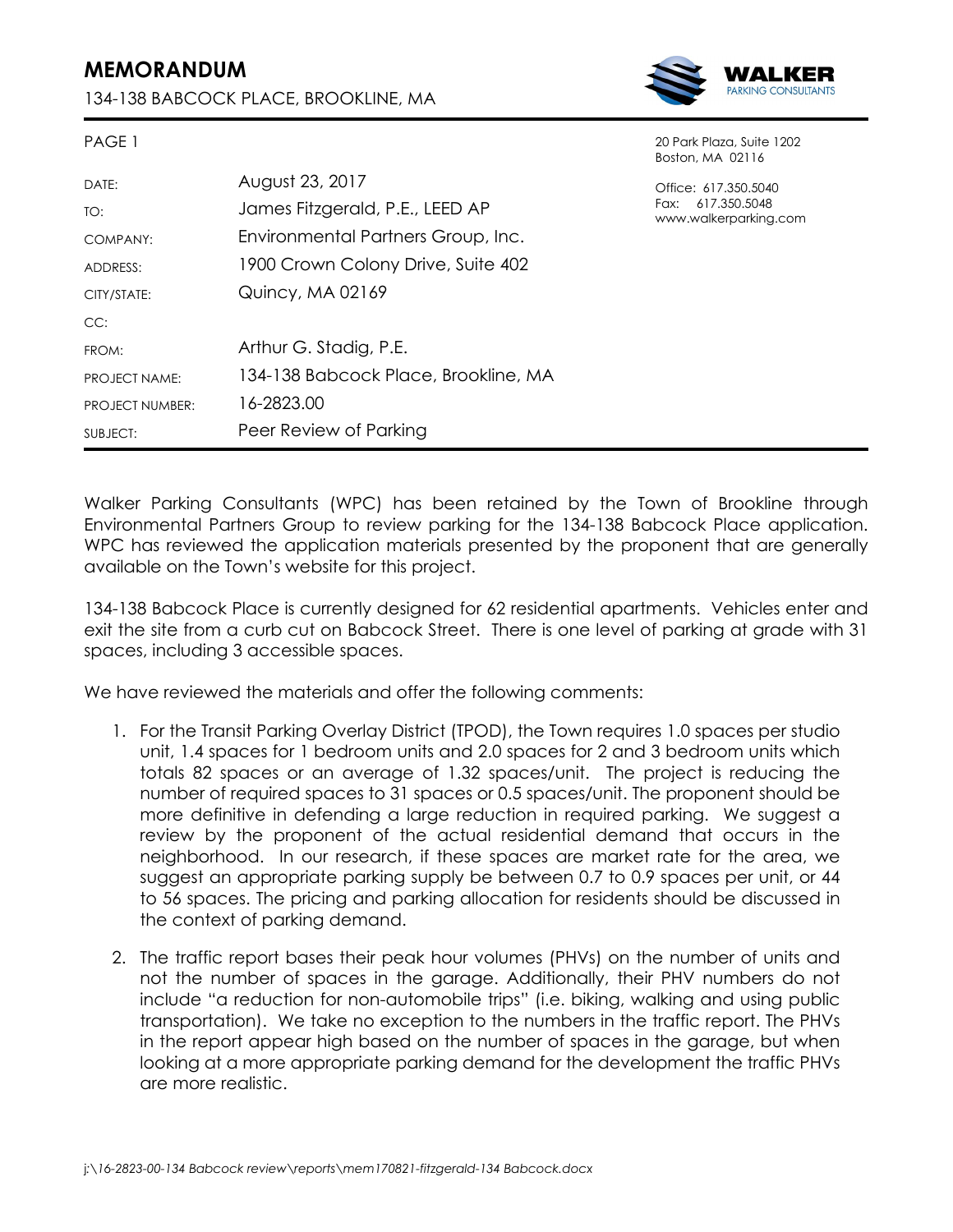# MEMORANDUM

134-138 BABCOCK PLACE, BROOKLINE, MA

20 Park Plaza, Suite 1202
Boston, MA 02116

Office: 617.350.5040
Fax: 617.350.5048
www.walkerparking.com

| | |
|---|---|
| DATE: | August 23, 2017 |
| TO: | James Fitzgerald, P.E., LEED AP |
| COMPANY: | Environmental Partners Group, Inc. |
| ADDRESS: | 1900 Crown Colony Drive, Suite 402 |
| CITY/STATE: | Quincy, MA 02169 |
| CC: | |
| FROM: | Arthur G. Stadig, P.E. |
| PROJECT NAME: | 134-138 Babcock Place, Brookline, MA |
| PROJECT NUMBER: | 16-2823.00 |
| SUBJECT: | Peer Review of Parking |

Walker Parking Consultants (WPC) has been retained by the Town of Brookline through Environmental Partners Group to review parking for the 134-138 Babcock Place application. WPC has reviewed the application materials presented by the proponent that are generally available on the Town's website for this project.

134-138 Babcock Place is currently designed for 62 residential apartments. Vehicles enter and exit the site from a curb cut on Babcock Street. There is one level of parking at grade with 31 spaces, including 3 accessible spaces.

We have reviewed the materials and offer the following comments:

1. For the Transit Parking Overlay District (TPOD), the Town requires 1.0 spaces per studio unit, 1.4 spaces for 1 bedroom units and 2.0 spaces for 2 and 3 bedroom units which totals 82 spaces or an average of 1.32 spaces/unit. The project is reducing the number of required spaces to 31 spaces or 0.5 spaces/unit. The proponent should be more definitive in defending a large reduction in required parking. We suggest a review by the proponent of the actual residential demand that occurs in the neighborhood. In our research, if these spaces are market rate for the area, we suggest an appropriate parking supply be between 0.7 to 0.9 spaces per unit, or 44 to 56 spaces. The pricing and parking allocation for residents should be discussed in the context of parking demand.

2. The traffic report bases their peak hour volumes (PHVs) on the number of units and not the number of spaces in the garage. Additionally, their PHV numbers do not include "a reduction for non-automobile trips" (i.e. biking, walking and using public transportation). We take no exception to the numbers in the traffic report. The PHVs in the report appear high based on the number of spaces in the garage, but when looking at a more appropriate parking demand for the development the traffic PHVs are more realistic.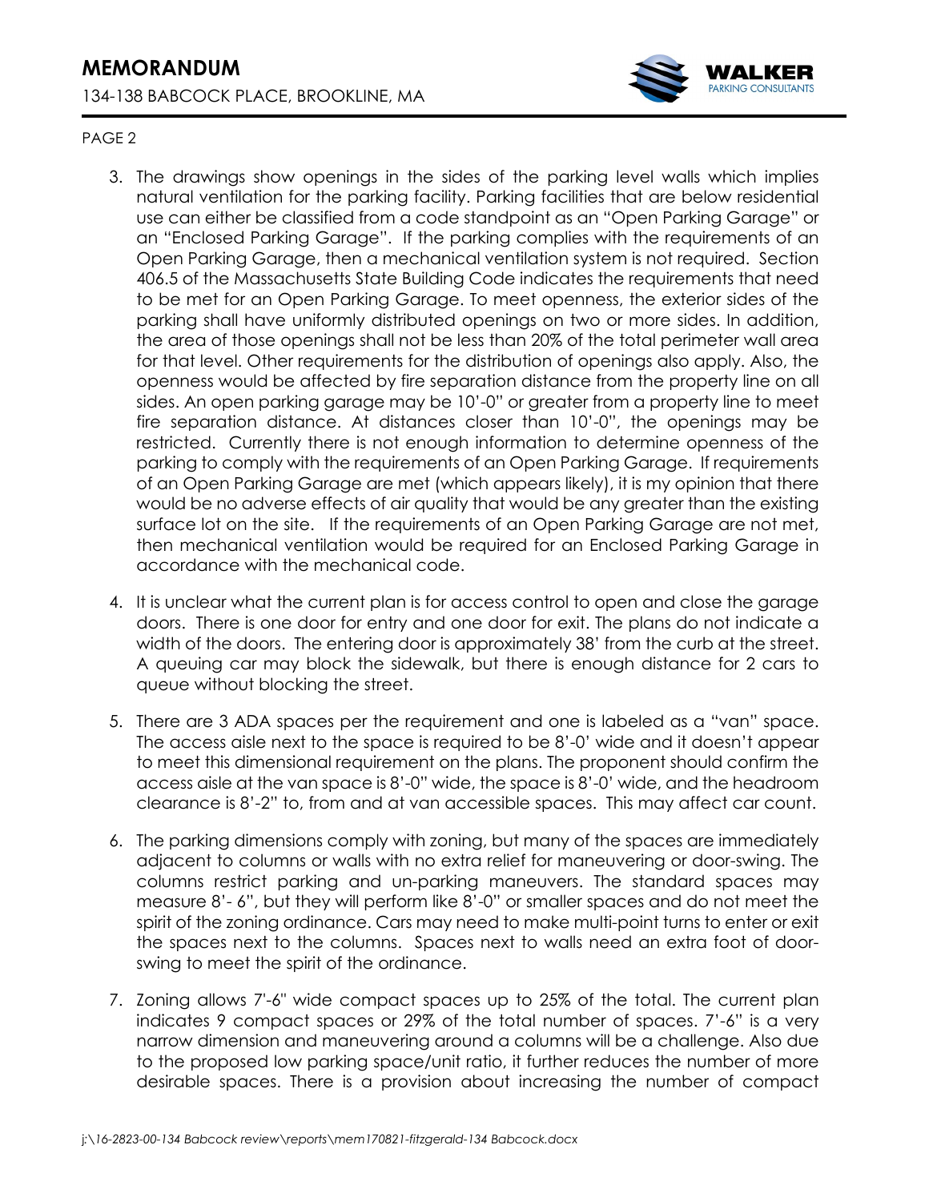3. The drawings show openings in the sides of the parking level walls which implies natural ventilation for the parking facility. Parking facilities that are below residential use can either be classified from a code standpoint as an "Open Parking Garage" or an "Enclosed Parking Garage". If the parking complies with the requirements of an Open Parking Garage, then a mechanical ventilation system is not required. Section 406.5 of the Massachusetts State Building Code indicates the requirements that need to be met for an Open Parking Garage. To meet openness, the exterior sides of the parking shall have uniformly distributed openings on two or more sides. In addition, the area of those openings shall not be less than 20% of the total perimeter wall area for that level. Other requirements for the distribution of openings also apply. Also, the openness would be affected by fire separation distance from the property line on all sides. An open parking garage may be 10'-0" or greater from a property line to meet fire separation distance. At distances closer than 10'-0", the openings may be restricted. Currently there is not enough information to determine openness of the parking to comply with the requirements of an Open Parking Garage. If requirements of an Open Parking Garage are met (which appears likely), it is my opinion that there would be no adverse effects of air quality that would be any greater than the existing surface lot on the site. If the requirements of an Open Parking Garage are not met, then mechanical ventilation would be required for an Enclosed Parking Garage in accordance with the mechanical code.

4. It is unclear what the current plan is for access control to open and close the garage doors. There is one door for entry and one door for exit. The plans do not indicate a width of the doors. The entering door is approximately 38' from the curb at the street. A queuing car may block the sidewalk, but there is enough distance for 2 cars to queue without blocking the street.

5. There are 3 ADA spaces per the requirement and one is labeled as a "van" space. The access aisle next to the space is required to be 8'-0' wide and it doesn't appear to meet this dimensional requirement on the plans. The proponent should confirm the access aisle at the van space is 8'-0" wide, the space is 8'-0' wide, and the headroom clearance is 8'-2" to, from and at van accessible spaces. This may affect car count.

6. The parking dimensions comply with zoning, but many of the spaces are immediately adjacent to columns or walls with no extra relief for maneuvering or door-swing. The columns restrict parking and un-parking maneuvers. The standard spaces may measure 8'- 6", but they will perform like 8'-0" or smaller spaces and do not meet the spirit of the zoning ordinance. Cars may need to make multi-point turns to enter or exit the spaces next to the columns. Spaces next to walls need an extra foot of door-swing to meet the spirit of the ordinance.

7. Zoning allows 7'-6" wide compact spaces up to 25% of the total. The current plan indicates 9 compact spaces or 29% of the total number of spaces. 7'-6" is a very narrow dimension and maneuvering around a columns will be a challenge. Also due to the proposed low parking space/unit ratio, it further reduces the number of more desirable spaces. There is a provision about increasing the number of compact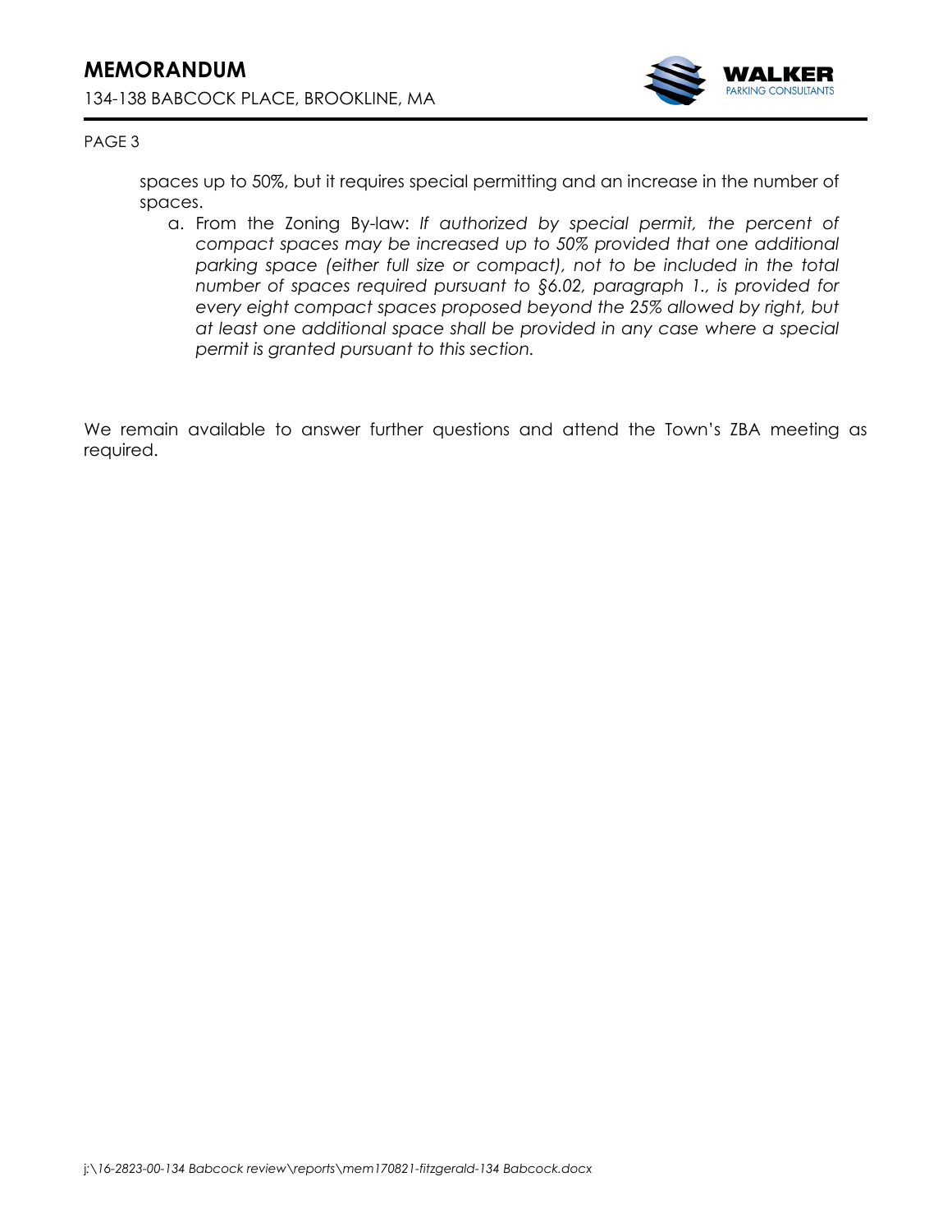spaces up to 50%, but it requires special permitting and an increase in the number of spaces.

a. From the Zoning By-law: *If authorized by special permit, the percent of compact spaces may be increased up to 50% provided that one additional parking space (either full size or compact), not to be included in the total number of spaces required pursuant to §6.02, paragraph 1., is provided for every eight compact spaces proposed beyond the 25% allowed by right, but at least one additional space shall be provided in any case where a special permit is granted pursuant to this section.*

We remain available to answer further questions and attend the Town's ZBA meeting as required.

*j:\16-2823-00-134 Babcock review\reports\mem170821-fitzgerald-134 Babcock.docx*